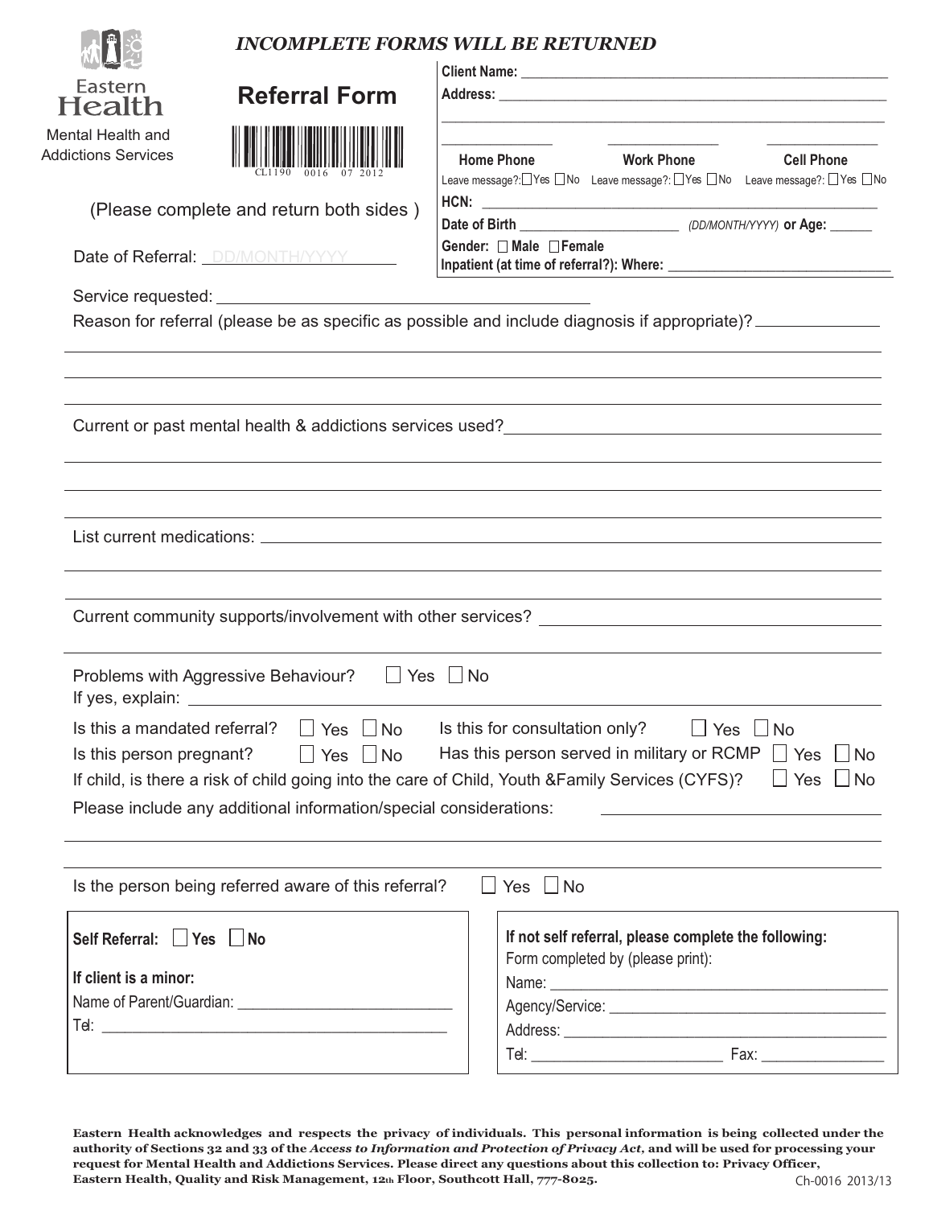*INCOMPLETE FORMS WILL BE RETURNED*

Eastern Health
Mental Health and Addictions Services

# Referral Form

CL1190 0016 07 2012

(Please complete and return both sides )

Date of Referral: DD/MONTH/YYYY

**Client Name:** ______________________________

**Address:** ______________________________

______________________________

| **Home Phone** | **Work Phone** | **Cell Phone** |
|---|---|---|
| Leave message?: ☐Yes ☐No | Leave message?: ☐Yes ☐No | Leave message?: ☐Yes ☐No |

**HCN:** ______________________________

**Date of Birth** ____________ *(DD/MONTH/YYYY)* **or Age:** ______

**Gender:** ☐ **Male** ☐ **Female**

**Inpatient (at time of referral?): Where:** ______________________________

Service requested: ______________________________

Reason for referral (please be as specific as possible and include diagnosis if appropriate)? ______________________________

Current or past mental health & addictions services used? ______________________________

List current medications: ______________________________

Current community supports/involvement with other services? ______________________________

Problems with Aggressive Behaviour? ☐ Yes ☐ No
If yes, explain: ______________________________

Is this a mandated referral? ☐ Yes ☐ No  Is this for consultation only? ☐ Yes ☐ No

Is this person pregnant? ☐ Yes ☐ No  Has this person served in military or RCMP ☐ Yes ☐ No

If child, is there a risk of child going into the care of Child, Youth &Family Services (CYFS)? ☐ Yes ☐ No

Please include any additional information/special considerations: ______________________________

Is the person being referred aware of this referral? ☐ Yes ☐ No

**Self Referral:** ☐ **Yes** ☐ **No**

**If client is a minor:**

Name of Parent/Guardian: ______________________________

Tel: ______________________________

**If not self referral, please complete the following:**

Form completed by (please print):

Name: ______________________________

Agency/Service: ______________________________

Address: ______________________________

Tel: ____________ Fax: ____________

**Eastern Health acknowledges and respects the privacy of individuals. This personal information is being collected under the authority of Sections 32 and 33 of the *Access to Information and Protection of Privacy Act*, and will be used for processing your request for Mental Health and Addictions Services. Please direct any questions about this collection to: Privacy Officer, Eastern Health, Quality and Risk Management, 12th Floor, Southcott Hall, 777-8025.**

Ch-0016 2013/13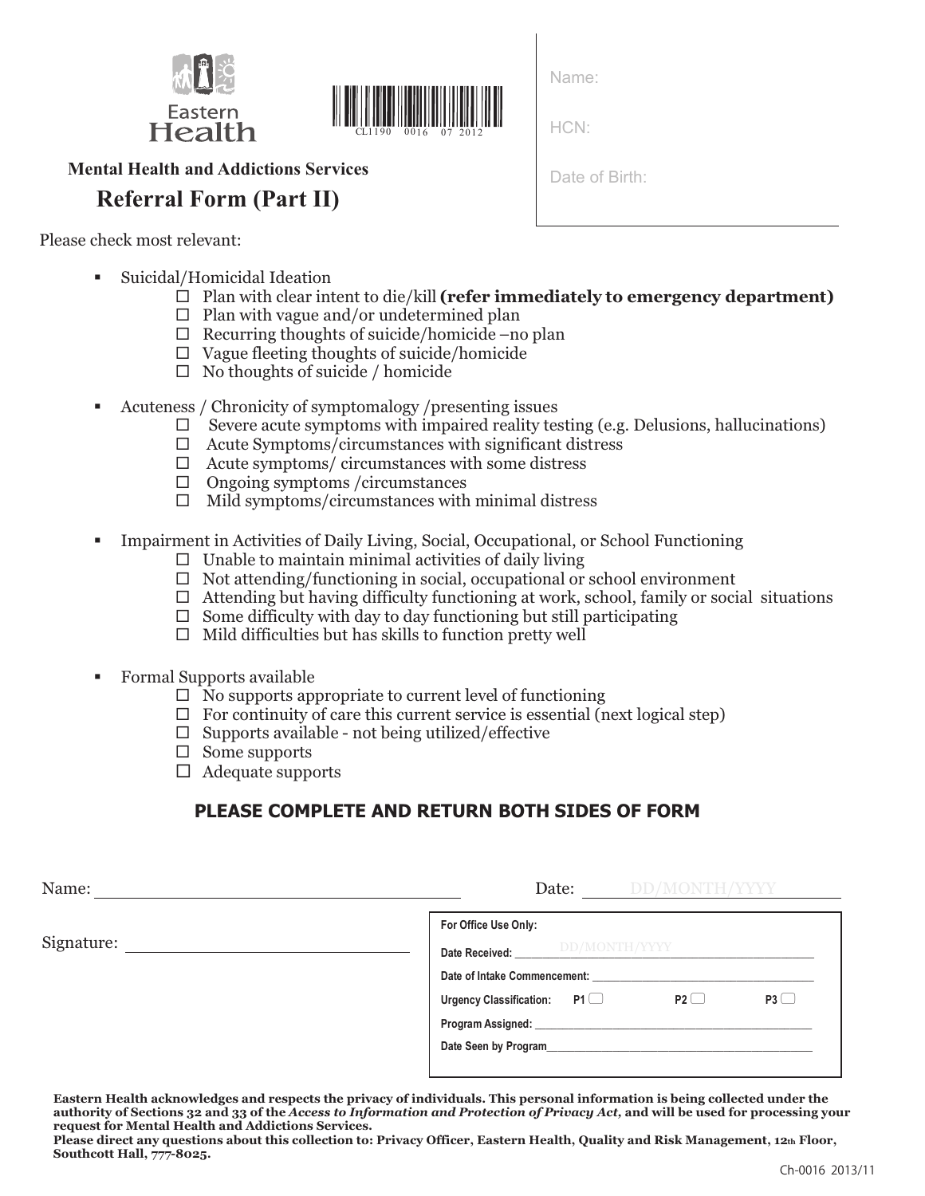Eastern Health

CL1190 0016 07 2012

Name:

HCN:

Date of Birth:

**Mental Health and Addictions Services**

## Referral Form (Part II)

Please check most relevant:

- Suicidal/Homicidal Ideation
  - ☐ Plan with clear intent to die/kill **(refer immediately to emergency department)**
  - ☐ Plan with vague and/or undetermined plan
  - ☐ Recurring thoughts of suicide/homicide –no plan
  - ☐ Vague fleeting thoughts of suicide/homicide
  - ☐ No thoughts of suicide / homicide

- Acuteness / Chronicity of symptomalogy /presenting issues
  - ☐ Severe acute symptoms with impaired reality testing (e.g. Delusions, hallucinations)
  - ☐ Acute Symptoms/circumstances with significant distress
  - ☐ Acute symptoms/ circumstances with some distress
  - ☐ Ongoing symptoms /circumstances
  - ☐ Mild symptoms/circumstances with minimal distress

- Impairment in Activities of Daily Living, Social, Occupational, or School Functioning
  - ☐ Unable to maintain minimal activities of daily living
  - ☐ Not attending/functioning in social, occupational or school environment
  - ☐ Attending but having difficulty functioning at work, school, family or social situations
  - ☐ Some difficulty with day to day functioning but still participating
  - ☐ Mild difficulties but has skills to function pretty well

- Formal Supports available
  - ☐ No supports appropriate to current level of functioning
  - ☐ For continuity of care this current service is essential (next logical step)
  - ☐ Supports available - not being utilized/effective
  - ☐ Some supports
  - ☐ Adequate supports

**PLEASE COMPLETE AND RETURN BOTH SIDES OF FORM**

Name: ______________________________ Date: DD/MONTH/YYYY

Signature: ______________________________

**For Office Use Only:**

**Date Received:** DD/MONTH/YYYY

**Date of Intake Commencement:** ______________________________

**Urgency Classification:** P1 ☐ P2 ☐ P3 ☐

**Program Assigned:** ______________________________

**Date Seen by Program** ______________________________

**Eastern Health acknowledges and respects the privacy of individuals. This personal information is being collected under the authority of Sections 32 and 33 of the *Access to Information and Protection of Privacy Act,* and will be used for processing your request for Mental Health and Addictions Services.**
**Please direct any questions about this collection to: Privacy Officer, Eastern Health, Quality and Risk Management, 12th Floor, Southcott Hall, 777-8025.**

Ch-0016 2013/11